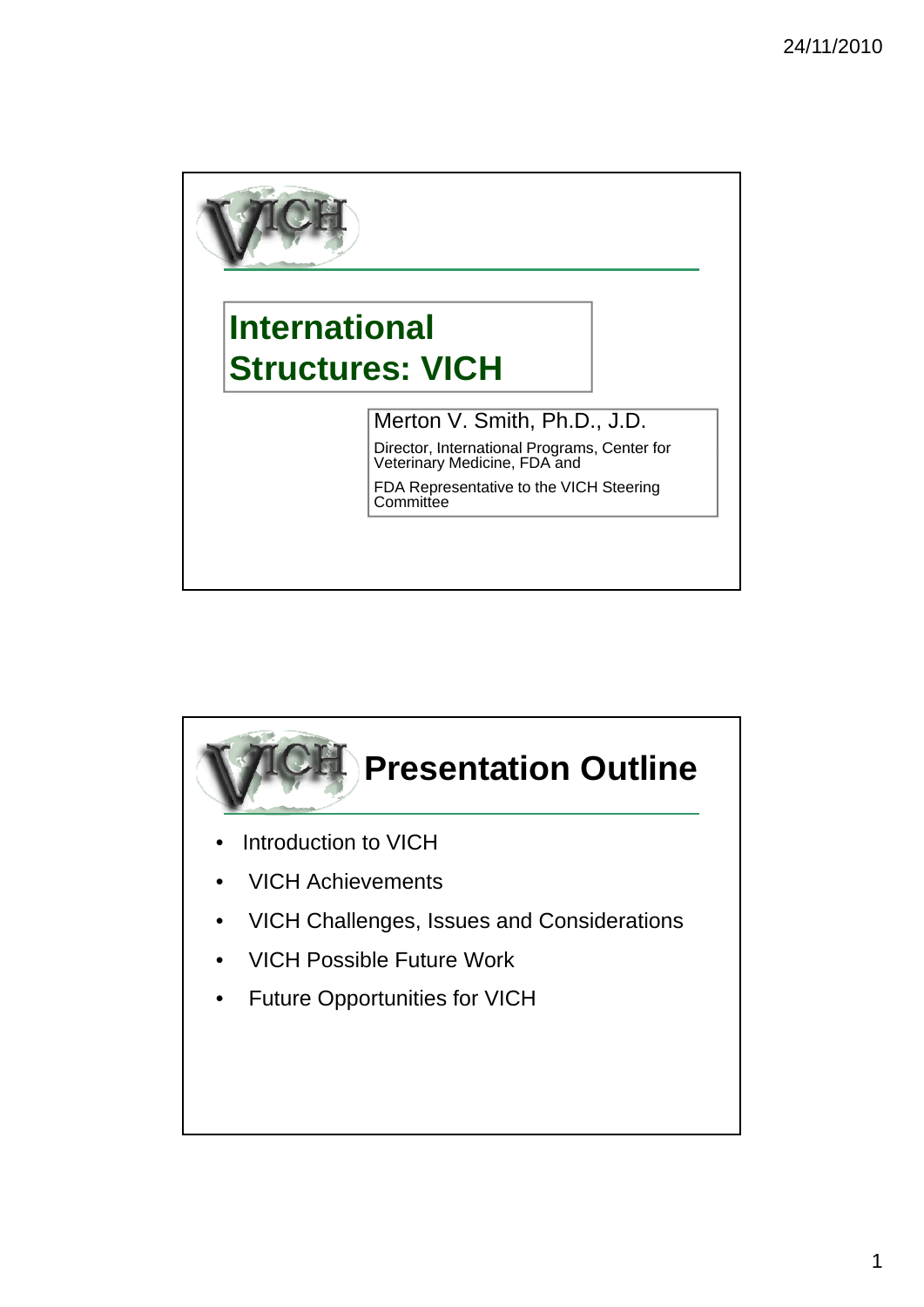# International Structures: VICH

Merton V. Smith, Ph.D., J.D.

Director, International Programs, Center for Veterinary Medicine, FDA and

FDA Representative to the VICH Steering Committee

## Presentation Outline

- Introduction to VICH
- VICH Achievements
- VICH Challenges, Issues and Considerations
- VICH Possible Future Work
- Future Opportunities for VICH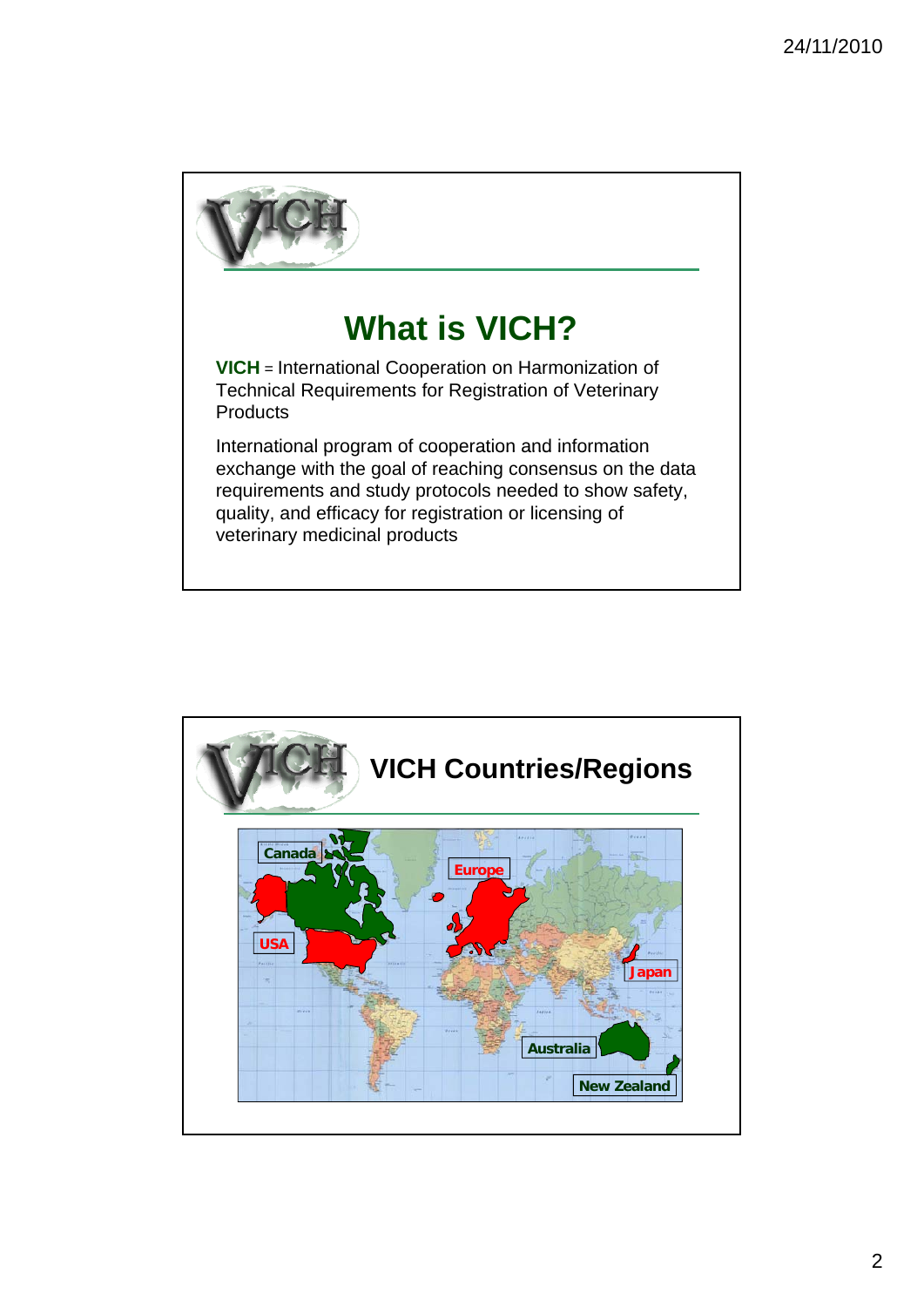# What is VICH?

**VICH** = International Cooperation on Harmonization of Technical Requirements for Registration of Veterinary Products

International program of cooperation and information exchange with the goal of reaching consensus on the data requirements and study protocols needed to show safety, quality, and efficacy for registration or licensing of veterinary medicinal products

# VICH Countries/Regions

- Canada
- USA
- Europe
- Japan
- Australia
- New Zealand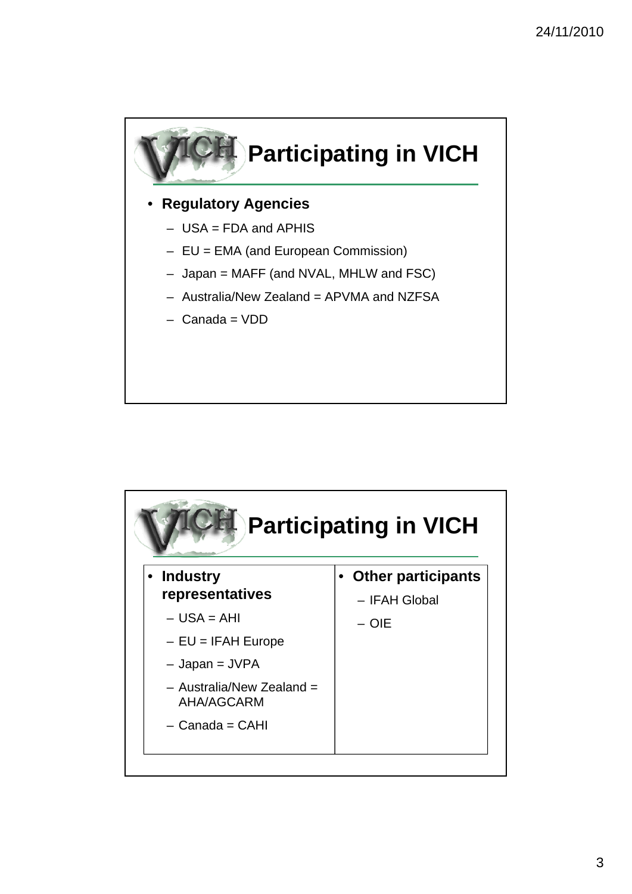## Participating in VICH

- **Regulatory Agencies**
  - USA = FDA and APHIS
  - EU = EMA (and European Commission)
  - Japan = MAFF (and NVAL, MHLW and FSC)
  - Australia/New Zealand = APVMA and NZFSA
  - Canada = VDD

## Participating in VICH

- **Industry representatives**
  - USA = AHI
  - EU = IFAH Europe
  - Japan = JVPA
  - Australia/New Zealand = AHA/AGCARM
  - Canada = CAHI

- **Other participants**
  - IFAH Global
  - OIE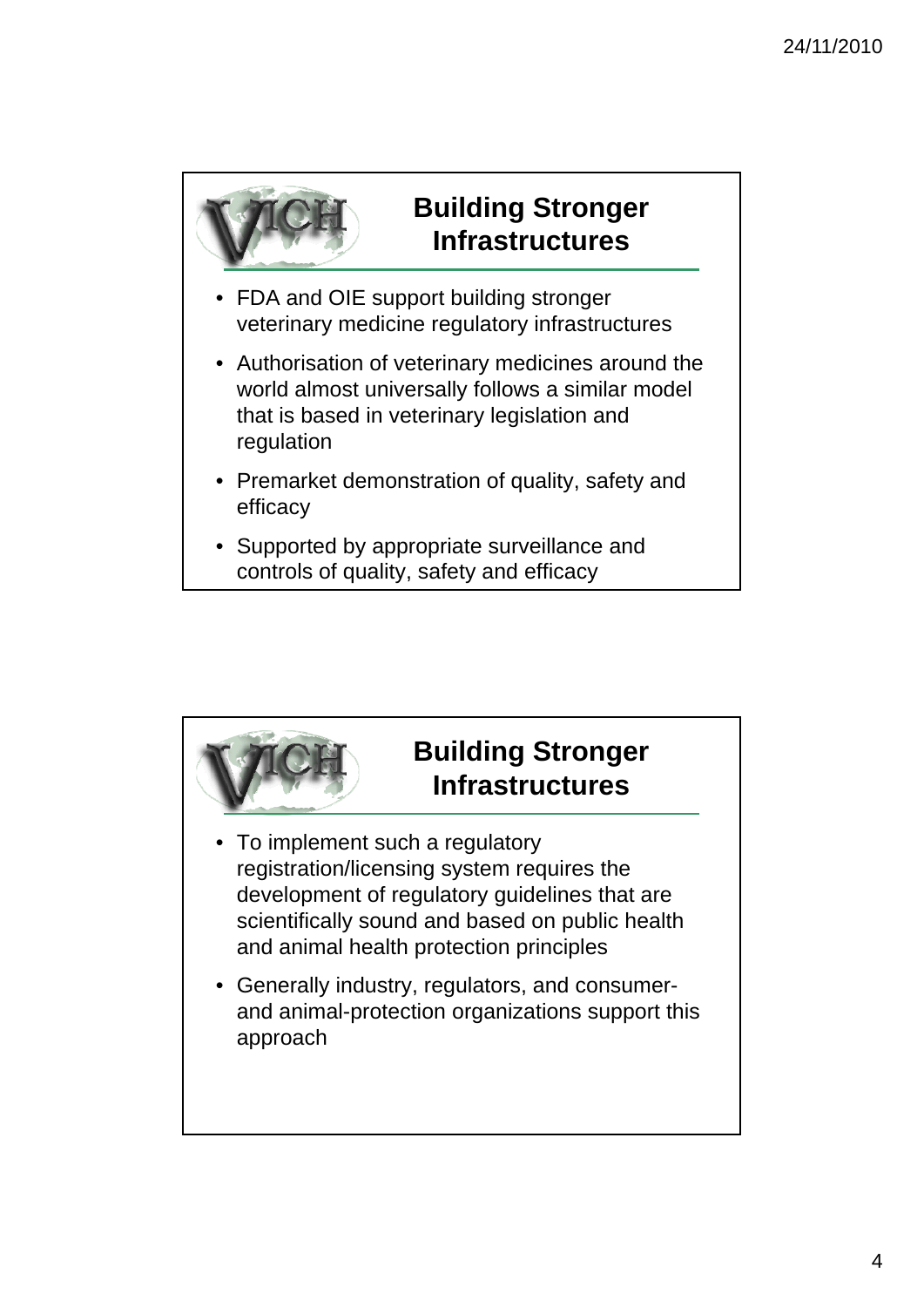## Building Stronger Infrastructures

- FDA and OIE support building stronger veterinary medicine regulatory infrastructures
- Authorisation of veterinary medicines around the world almost universally follows a similar model that is based in veterinary legislation and regulation
- Premarket demonstration of quality, safety and efficacy
- Supported by appropriate surveillance and controls of quality, safety and efficacy

## Building Stronger Infrastructures

- To implement such a regulatory registration/licensing system requires the development of regulatory guidelines that are scientifically sound and based on public health and animal health protection principles
- Generally industry, regulators, and consumer- and animal-protection organizations support this approach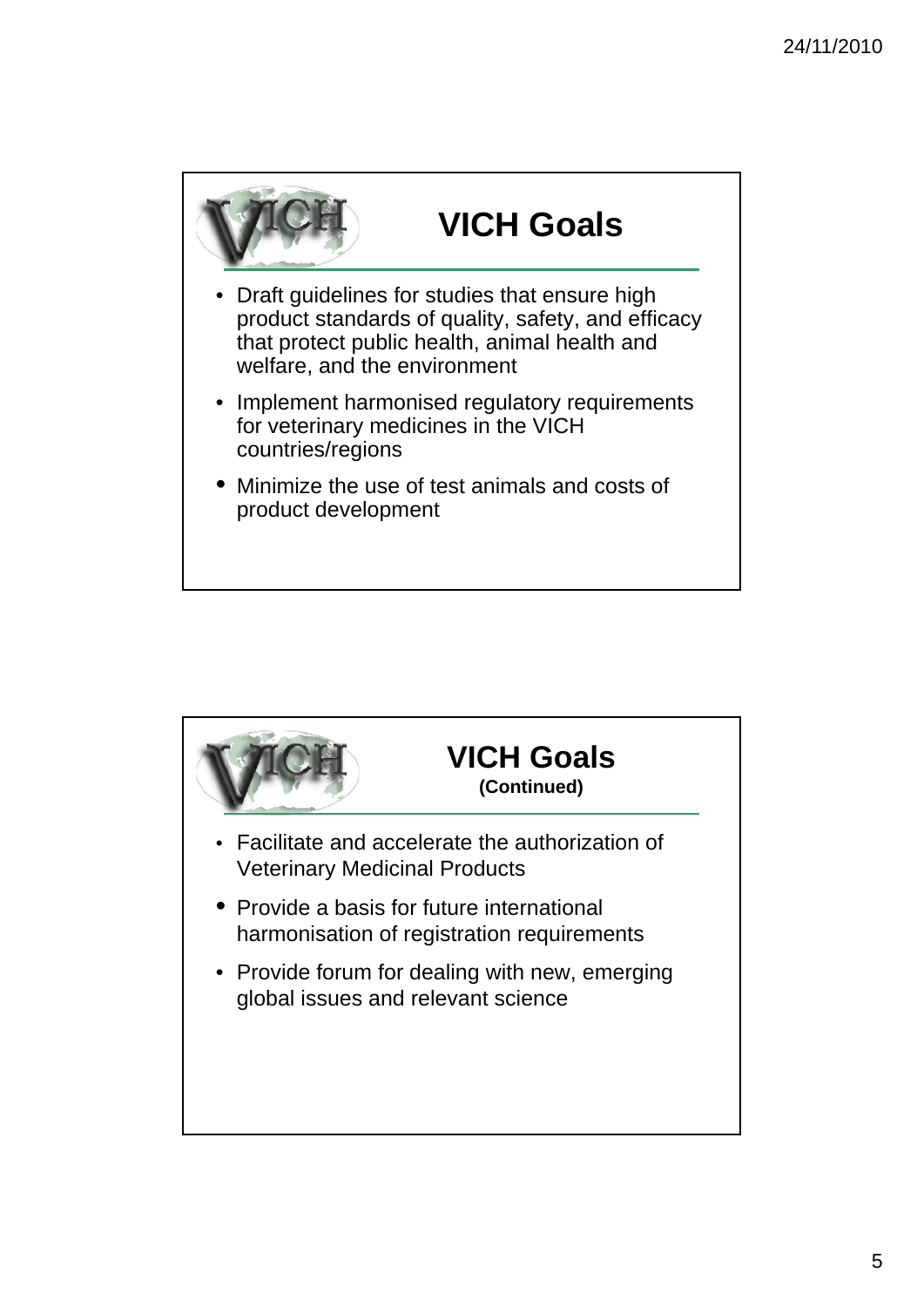## VICH Goals

- Draft guidelines for studies that ensure high product standards of quality, safety, and efficacy that protect public health, animal health and welfare, and the environment
- Implement harmonised regulatory requirements for veterinary medicines in the VICH countries/regions
- Minimize the use of test animals and costs of product development

## VICH Goals

**(Continued)**

- Facilitate and accelerate the authorization of Veterinary Medicinal Products
- Provide a basis for future international harmonisation of registration requirements
- Provide forum for dealing with new, emerging global issues and relevant science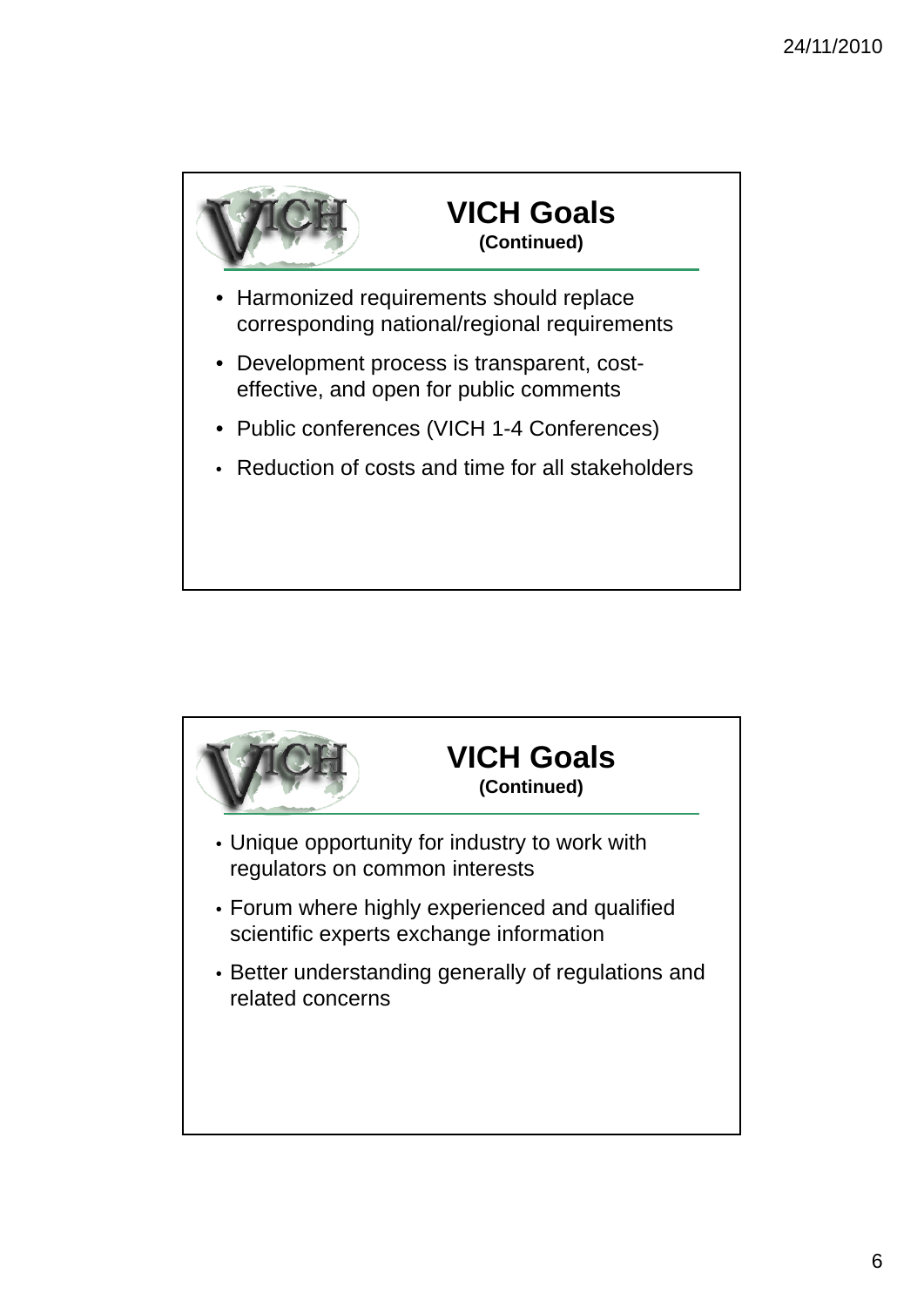## VICH Goals
**(Continued)**

- Harmonized requirements should replace corresponding national/regional requirements
- Development process is transparent, cost-effective, and open for public comments
- Public conferences (VICH 1-4 Conferences)
- Reduction of costs and time for all stakeholders

## VICH Goals
**(Continued)**

- Unique opportunity for industry to work with regulators on common interests
- Forum where highly experienced and qualified scientific experts exchange information
- Better understanding generally of regulations and related concerns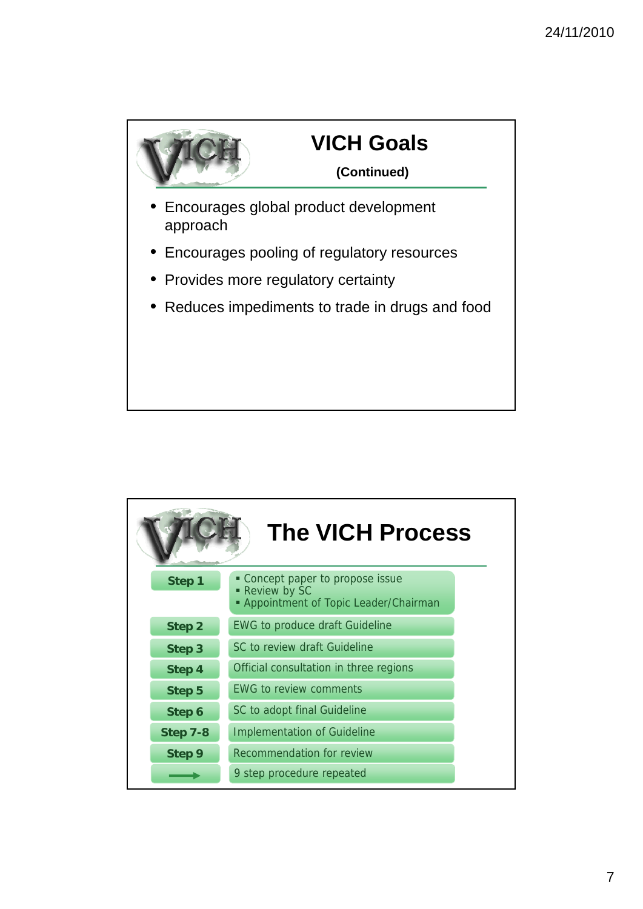## VICH Goals

**(Continued)**

- Encourages global product development approach
- Encourages pooling of regulatory resources
- Provides more regulatory certainty
- Reduces impediments to trade in drugs and food

## The VICH Process

| Step | Description |
|---|---|
| **Step 1** | ▪ Concept paper to propose issue<br>▪ Review by SC<br>▪ Appointment of Topic Leader/Chairman |
| **Step 2** | EWG to produce draft Guideline |
| **Step 3** | SC to review draft Guideline |
| **Step 4** | Official consultation in three regions |
| **Step 5** | EWG to review comments |
| **Step 6** | SC to adopt final Guideline |
| **Step 7-8** | Implementation of Guideline |
| **Step 9** | Recommendation for review |
| → | 9 step procedure repeated |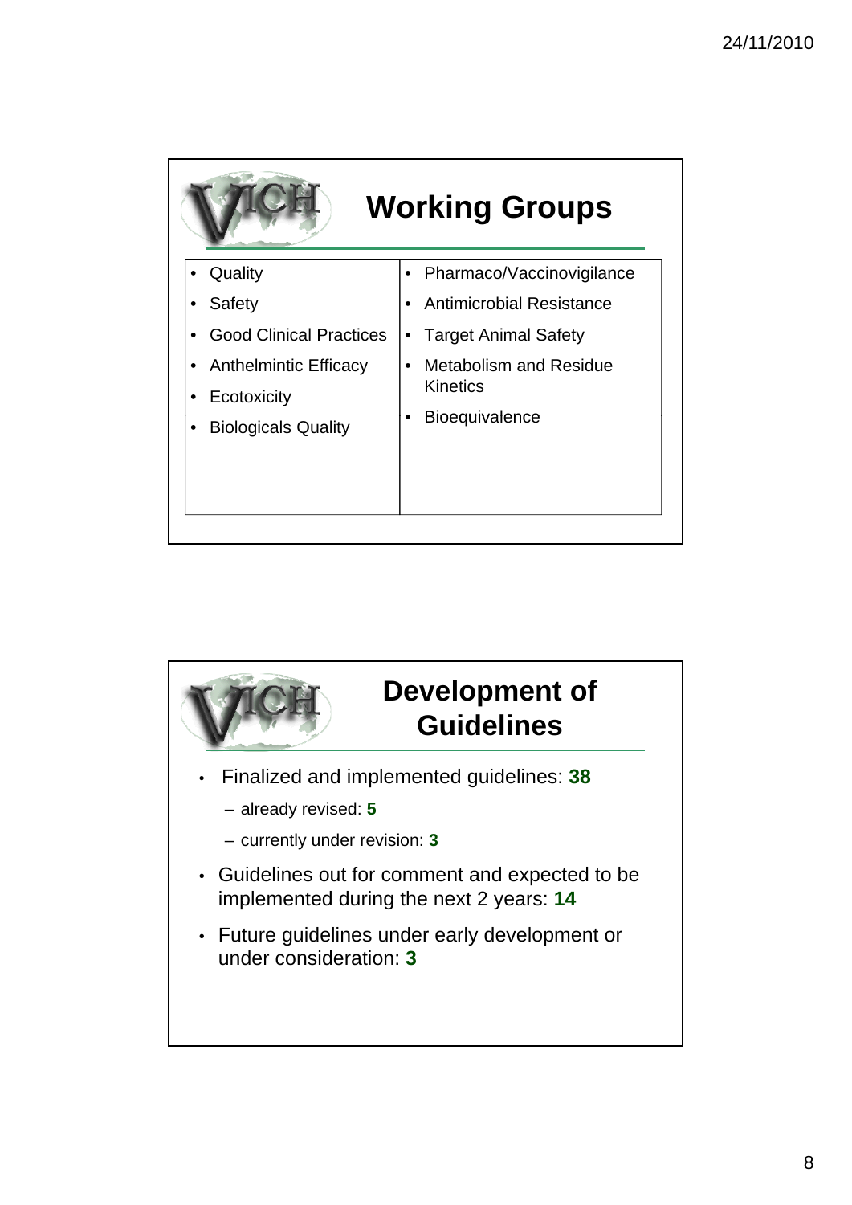## Working Groups

| | |
|---|---|
| • Quality | • Pharmaco/Vaccinovigilance |
| • Safety | • Antimicrobial Resistance |
| • Good Clinical Practices | • Target Animal Safety |
| • Anthelmintic Efficacy | • Metabolism and Residue Kinetics |
| • Ecotoxicity | • Bioequivalence |
| • Biologicals Quality | |

## Development of Guidelines

- Finalized and implemented guidelines: **38**
  - already revised: **5**
  - currently under revision: **3**
- Guidelines out for comment and expected to be implemented during the next 2 years: **14**
- Future guidelines under early development or under consideration: **3**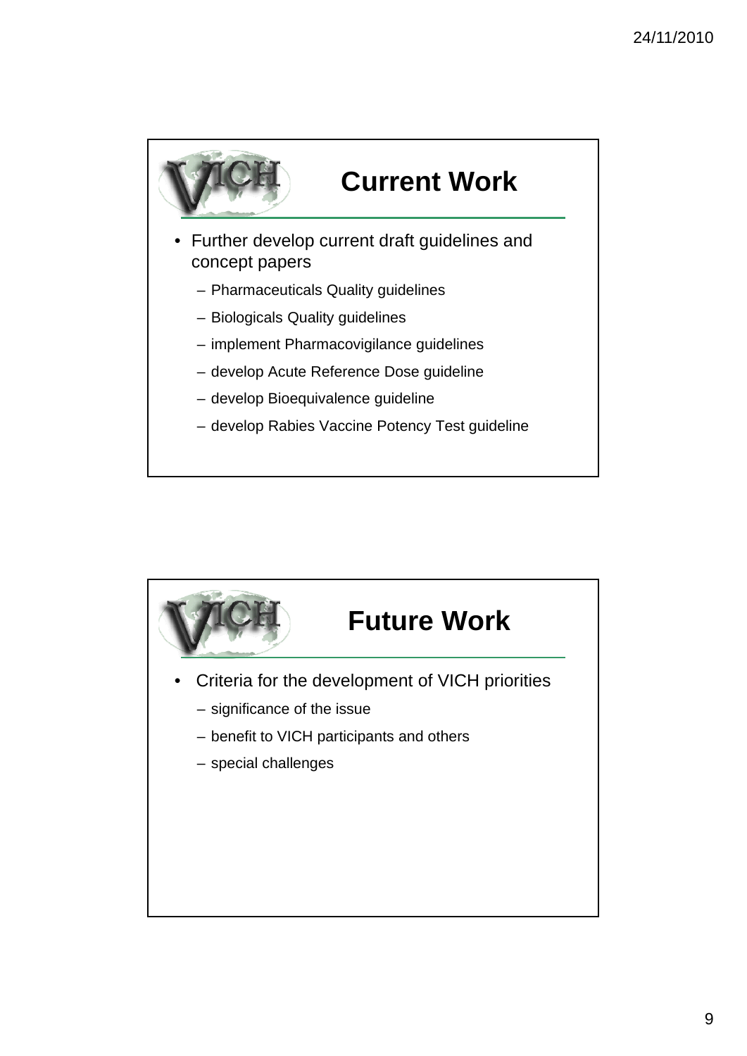## Current Work

- Further develop current draft guidelines and concept papers
  - Pharmaceuticals Quality guidelines
  - Biologicals Quality guidelines
  - implement Pharmacovigilance guidelines
  - develop Acute Reference Dose guideline
  - develop Bioequivalence guideline
  - develop Rabies Vaccine Potency Test guideline

## Future Work

- Criteria for the development of VICH priorities
  - significance of the issue
  - benefit to VICH participants and others
  - special challenges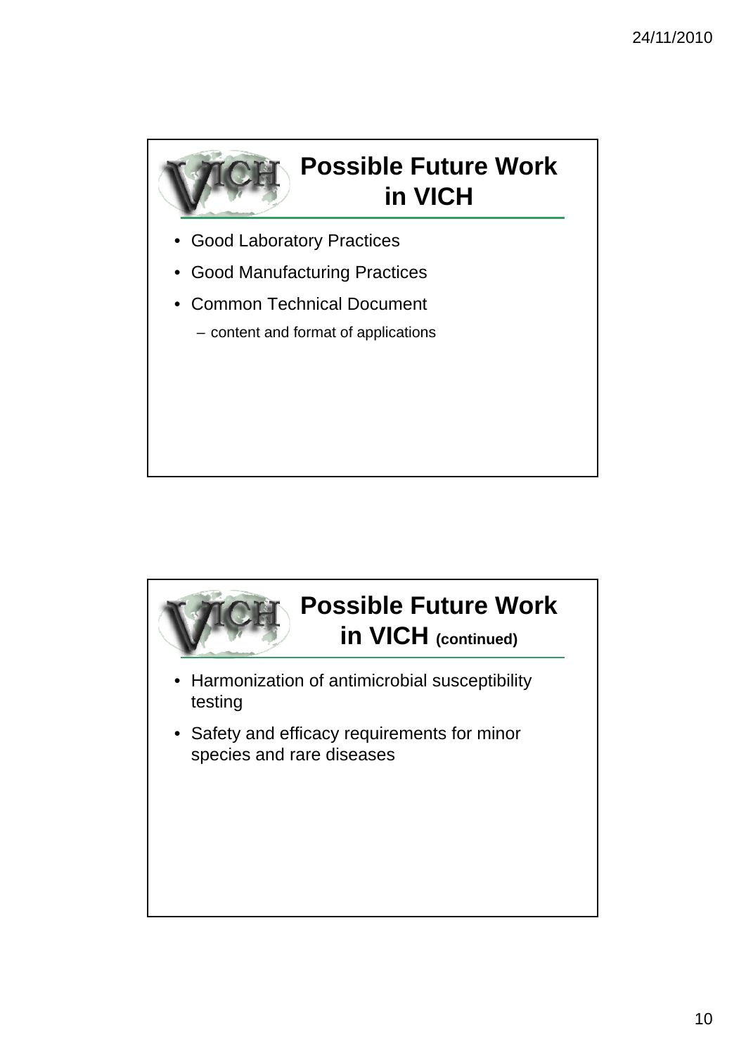## Possible Future Work in VICH

- Good Laboratory Practices
- Good Manufacturing Practices
- Common Technical Document
  - content and format of applications

## Possible Future Work in VICH (continued)

- Harmonization of antimicrobial susceptibility testing
- Safety and efficacy requirements for minor species and rare diseases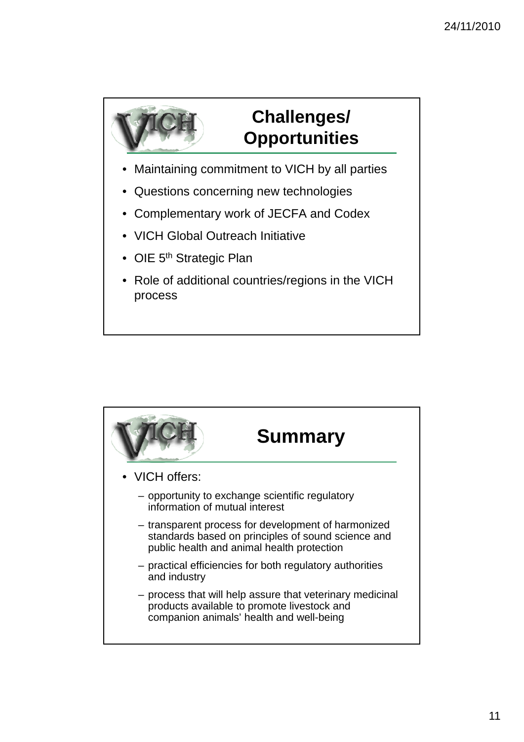## Challenges/ Opportunities

- Maintaining commitment to VICH by all parties
- Questions concerning new technologies
- Complementary work of JECFA and Codex
- VICH Global Outreach Initiative
- OIE 5th Strategic Plan
- Role of additional countries/regions in the VICH process

## Summary

- VICH offers:
  - opportunity to exchange scientific regulatory information of mutual interest
  - transparent process for development of harmonized standards based on principles of sound science and public health and animal health protection
  - practical efficiencies for both regulatory authorities and industry
  - process that will help assure that veterinary medicinal products available to promote livestock and companion animals' health and well-being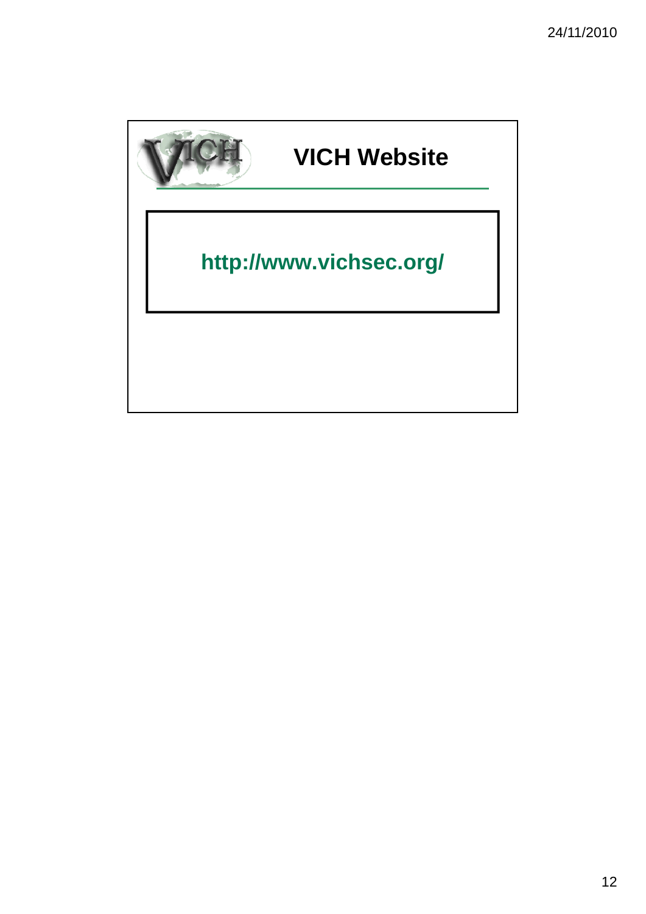## VICH Website

**http://www.vichsec.org/**